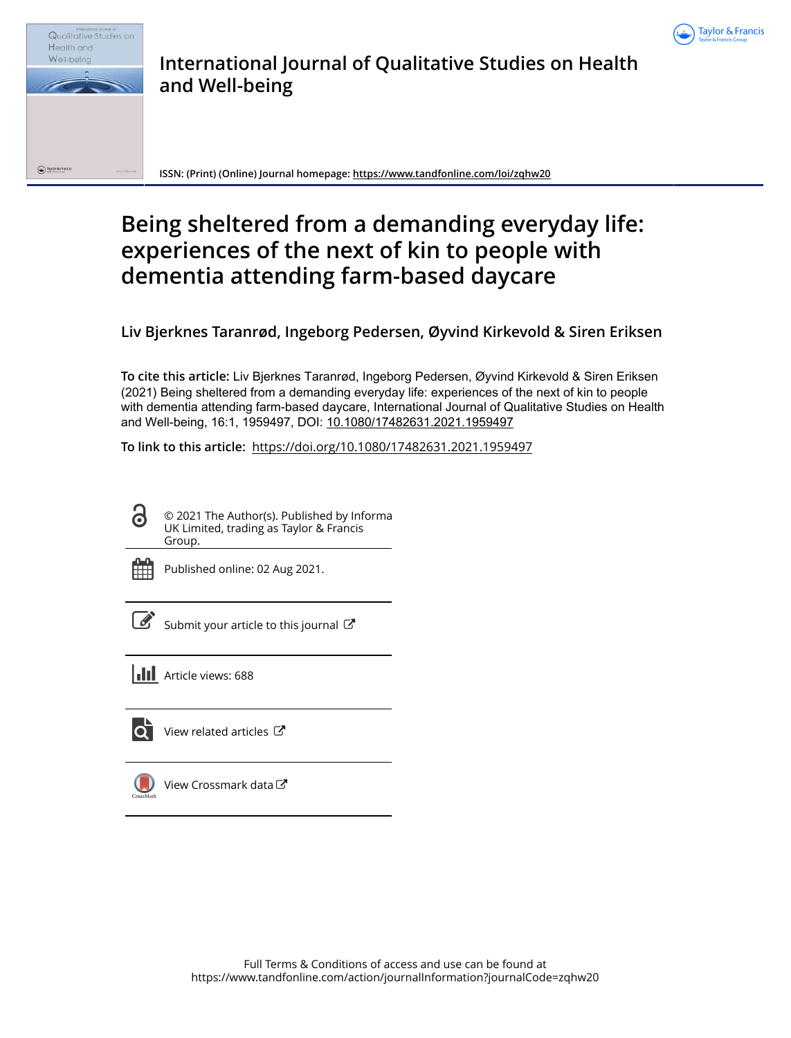# International Journal of Qualitative Studies on Health and Well-being

ISSN: (Print) (Online) Journal homepage: https://www.tandfonline.com/loi/zqhw20

# Being sheltered from a demanding everyday life: experiences of the next of kin to people with dementia attending farm-based daycare

**Liv Bjerknes Taranrød, Ingeborg Pedersen, Øyvind Kirkevold & Siren Eriksen**

**To cite this article:** Liv Bjerknes Taranrød, Ingeborg Pedersen, Øyvind Kirkevold & Siren Eriksen (2021) Being sheltered from a demanding everyday life: experiences of the next of kin to people with dementia attending farm-based daycare, International Journal of Qualitative Studies on Health and Well-being, 16:1, 1959497, DOI: 10.1080/17482631.2021.1959497

**To link to this article:** https://doi.org/10.1080/17482631.2021.1959497

© 2021 The Author(s). Published by Informa UK Limited, trading as Taylor & Francis Group.

Published online: 02 Aug 2021.

Submit your article to this journal

Article views: 688

View related articles

View Crossmark data

Full Terms & Conditions of access and use can be found at https://www.tandfonline.com/action/journalInformation?journalCode=zqhw20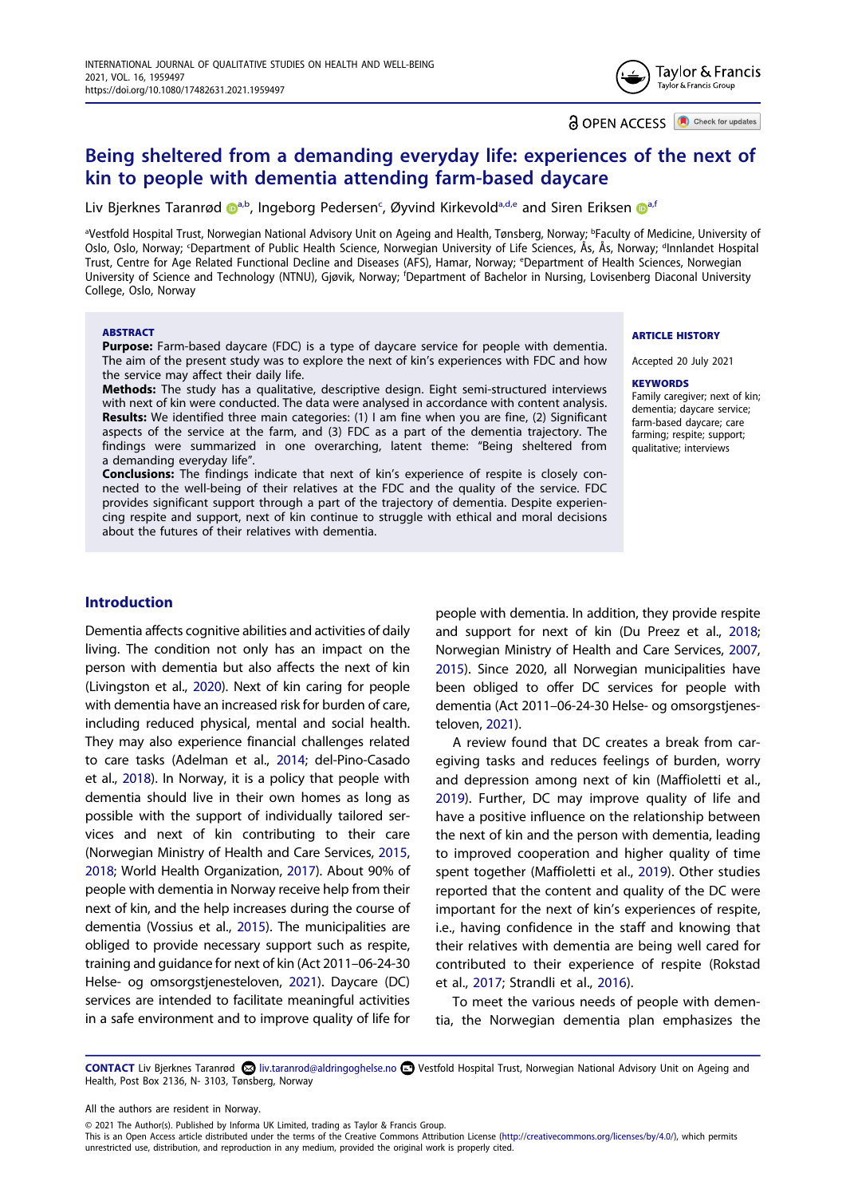# Being sheltered from a demanding everyday life: experiences of the next of kin to people with dementia attending farm-based daycare

Liv Bjerknes Taranrød[a,b], Ingeborg Pedersen[c], Øyvind Kirkevold[a,d,e] and Siren Eriksen[a,f]

[a]Vestfold Hospital Trust, Norwegian National Advisory Unit on Ageing and Health, Tønsberg, Norway; [b]Faculty of Medicine, University of Oslo, Oslo, Norway; [c]Department of Public Health Science, Norwegian University of Life Sciences, Ås, Ås, Norway; [d]Innlandet Hospital Trust, Centre for Age Related Functional Decline and Diseases (AFS), Hamar, Norway; [e]Department of Health Sciences, Norwegian University of Science and Technology (NTNU), Gjøvik, Norway; [f]Department of Bachelor in Nursing, Lovisenberg Diaconal University College, Oslo, Norway

## ABSTRACT

**Purpose:** Farm-based daycare (FDC) is a type of daycare service for people with dementia. The aim of the present study was to explore the next of kin's experiences with FDC and how the service may affect their daily life.

**Methods:** The study has a qualitative, descriptive design. Eight semi-structured interviews with next of kin were conducted. The data were analysed in accordance with content analysis.

**Results:** We identified three main categories: (1) I am fine when you are fine, (2) Significant aspects of the service at the farm, and (3) FDC as a part of the dementia trajectory. The findings were summarized in one overarching, latent theme: "Being sheltered from a demanding everyday life".

**Conclusions:** The findings indicate that next of kin's experience of respite is closely connected to the well-being of their relatives at the FDC and the quality of the service. FDC provides significant support through a part of the trajectory of dementia. Despite experiencing respite and support, next of kin continue to struggle with ethical and moral decisions about the futures of their relatives with dementia.

**ARTICLE HISTORY**

Accepted 20 July 2021

**KEYWORDS**

Family caregiver; next of kin; dementia; daycare service; farm-based daycare; care farming; respite; support; qualitative; interviews

## Introduction

Dementia affects cognitive abilities and activities of daily living. The condition not only has an impact on the person with dementia but also affects the next of kin (Livingston et al., 2020). Next of kin caring for people with dementia have an increased risk for burden of care, including reduced physical, mental and social health. They may also experience financial challenges related to care tasks (Adelman et al., 2014; del-Pino-Casado et al., 2018). In Norway, it is a policy that people with dementia should live in their own homes as long as possible with the support of individually tailored services and next of kin contributing to their care (Norwegian Ministry of Health and Care Services, 2015, 2018; World Health Organization, 2017). About 90% of people with dementia in Norway receive help from their next of kin, and the help increases during the course of dementia (Vossius et al., 2015). The municipalities are obliged to provide necessary support such as respite, training and guidance for next of kin (Act 2011–06-24-30 Helse- og omsorgstjenesteloven, 2021). Daycare (DC) services are intended to facilitate meaningful activities in a safe environment and to improve quality of life for people with dementia. In addition, they provide respite and support for next of kin (Du Preez et al., 2018; Norwegian Ministry of Health and Care Services, 2007, 2015). Since 2020, all Norwegian municipalities have been obliged to offer DC services for people with dementia (Act 2011–06-24-30 Helse- og omsorgstjenesteloven, 2021).

A review found that DC creates a break from caregiving tasks and reduces feelings of burden, worry and depression among next of kin (Maffioletti et al., 2019). Further, DC may improve quality of life and have a positive influence on the relationship between the next of kin and the person with dementia, leading to improved cooperation and higher quality of time spent together (Maffioletti et al., 2019). Other studies reported that the content and quality of the DC were important for the next of kin's experiences of respite, i.e., having confidence in the staff and knowing that their relatives with dementia are being well cared for contributed to their experience of respite (Rokstad et al., 2017; Strandli et al., 2016).

To meet the various needs of people with dementia, the Norwegian dementia plan emphasizes the

**CONTACT** Liv Bjerknes Taranrød liv.taranrod@aldringoghelse.no Vestfold Hospital Trust, Norwegian National Advisory Unit on Ageing and Health, Post Box 2136, N- 3103, Tønsberg, Norway

All the authors are resident in Norway.

© 2021 The Author(s). Published by Informa UK Limited, trading as Taylor & Francis Group.
This is an Open Access article distributed under the terms of the Creative Commons Attribution License (http://creativecommons.org/licenses/by/4.0/), which permits unrestricted use, distribution, and reproduction in any medium, provided the original work is properly cited.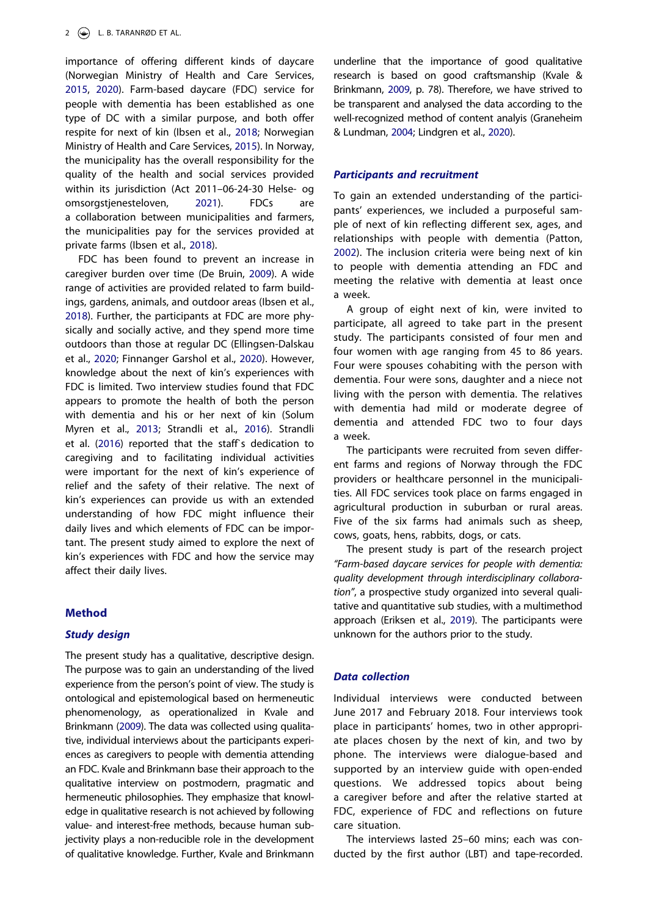importance of offering different kinds of daycare (Norwegian Ministry of Health and Care Services, 2015, 2020). Farm-based daycare (FDC) service for people with dementia has been established as one type of DC with a similar purpose, and both offer respite for next of kin (Ibsen et al., 2018; Norwegian Ministry of Health and Care Services, 2015). In Norway, the municipality has the overall responsibility for the quality of the health and social services provided within its jurisdiction (Act 2011–06-24-30 Helse- og omsorgstjenesteloven, 2021). FDCs are a collaboration between municipalities and farmers, the municipalities pay for the services provided at private farms (Ibsen et al., 2018).

FDC has been found to prevent an increase in caregiver burden over time (De Bruin, 2009). A wide range of activities are provided related to farm buildings, gardens, animals, and outdoor areas (Ibsen et al., 2018). Further, the participants at FDC are more physically and socially active, and they spend more time outdoors than those at regular DC (Ellingsen-Dalskau et al., 2020; Finnanger Garshol et al., 2020). However, knowledge about the next of kin's experiences with FDC is limited. Two interview studies found that FDC appears to promote the health of both the person with dementia and his or her next of kin (Solum Myren et al., 2013; Strandli et al., 2016). Strandli et al. (2016) reported that the staff`s dedication to caregiving and to facilitating individual activities were important for the next of kin's experience of relief and the safety of their relative. The next of kin's experiences can provide us with an extended understanding of how FDC might influence their daily lives and which elements of FDC can be important. The present study aimed to explore the next of kin's experiences with FDC and how the service may affect their daily lives.

## Method

### Study design

The present study has a qualitative, descriptive design. The purpose was to gain an understanding of the lived experience from the person's point of view. The study is ontological and epistemological based on hermeneutic phenomenology, as operationalized in Kvale and Brinkmann (2009). The data was collected using qualitative, individual interviews about the participants experiences as caregivers to people with dementia attending an FDC. Kvale and Brinkmann base their approach to the qualitative interview on postmodern, pragmatic and hermeneutic philosophies. They emphasize that knowledge in qualitative research is not achieved by following value- and interest-free methods, because human subjectivity plays a non-reducible role in the development of qualitative knowledge. Further, Kvale and Brinkmann underline that the importance of good qualitative research is based on good craftsmanship (Kvale & Brinkmann, 2009, p. 78). Therefore, we have strived to be transparent and analysed the data according to the well-recognized method of content analyis (Graneheim & Lundman, 2004; Lindgren et al., 2020).

### Participants and recruitment

To gain an extended understanding of the participants' experiences, we included a purposeful sample of next of kin reflecting different sex, ages, and relationships with people with dementia (Patton, 2002). The inclusion criteria were being next of kin to people with dementia attending an FDC and meeting the relative with dementia at least once a week.

A group of eight next of kin, were invited to participate, all agreed to take part in the present study. The participants consisted of four men and four women with age ranging from 45 to 86 years. Four were spouses cohabiting with the person with dementia. Four were sons, daughter and a niece not living with the person with dementia. The relatives with dementia had mild or moderate degree of dementia and attended FDC two to four days a week.

The participants were recruited from seven different farms and regions of Norway through the FDC providers or healthcare personnel in the municipalities. All FDC services took place on farms engaged in agricultural production in suburban or rural areas. Five of the six farms had animals such as sheep, cows, goats, hens, rabbits, dogs, or cats.

The present study is part of the research project *"Farm-based daycare services for people with dementia: quality development through interdisciplinary collaboration"*, a prospective study organized into several qualitative and quantitative sub studies, with a multimethod approach (Eriksen et al., 2019). The participants were unknown for the authors prior to the study.

### Data collection

Individual interviews were conducted between June 2017 and February 2018. Four interviews took place in participants' homes, two in other appropriate places chosen by the next of kin, and two by phone. The interviews were dialogue-based and supported by an interview guide with open-ended questions. We addressed topics about being a caregiver before and after the relative started at FDC, experience of FDC and reflections on future care situation.

The interviews lasted 25–60 mins; each was conducted by the first author (LBT) and tape-recorded.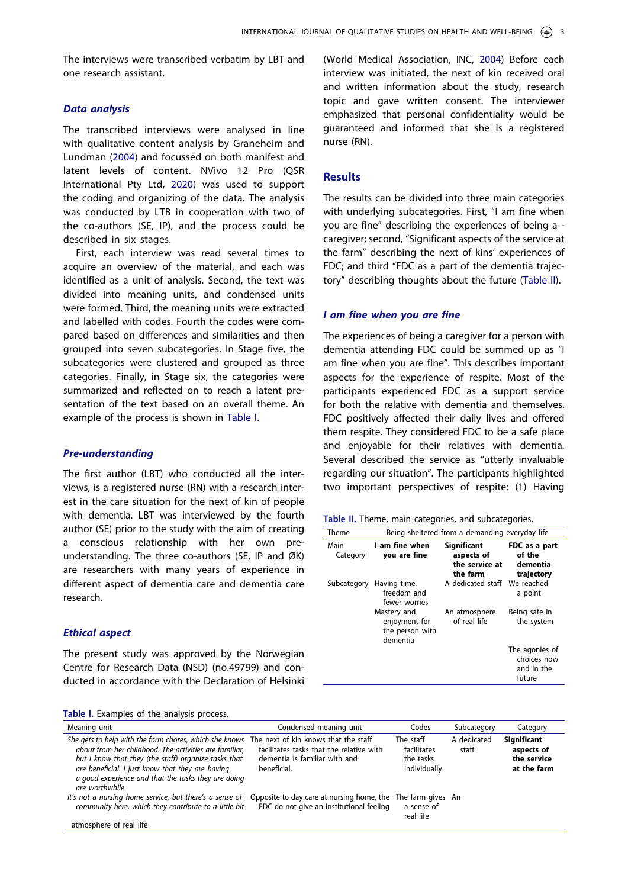The interviews were transcribed verbatim by LBT and one research assistant.

### *Data analysis*

The transcribed interviews were analysed in line with qualitative content analysis by Graneheim and Lundman (2004) and focussed on both manifest and latent levels of content. NVivo 12 Pro (QSR International Pty Ltd, 2020) was used to support the coding and organizing of the data. The analysis was conducted by LTB in cooperation with two of the co-authors (SE, IP), and the process could be described in six stages.

First, each interview was read several times to acquire an overview of the material, and each was identified as a unit of analysis. Second, the text was divided into meaning units, and condensed units were formed. Third, the meaning units were extracted and labelled with codes. Fourth the codes were compared based on differences and similarities and then grouped into seven subcategories. In Stage five, the subcategories were clustered and grouped as three categories. Finally, in Stage six, the categories were summarized and reflected on to reach a latent presentation of the text based on an overall theme. An example of the process is shown in Table I.

### *Pre-understanding*

The first author (LBT) who conducted all the interviews, is a registered nurse (RN) with a research interest in the care situation for the next of kin of people with dementia. LBT was interviewed by the fourth author (SE) prior to the study with the aim of creating a conscious relationship with her own pre-understanding. The three co-authors (SE, IP and ØK) are researchers with many years of experience in different aspect of dementia care and dementia care research.

### *Ethical aspect*

The present study was approved by the Norwegian Centre for Research Data (NSD) (no.49799) and conducted in accordance with the Declaration of Helsinki (World Medical Association, INC, 2004) Before each interview was initiated, the next of kin received oral and written information about the study, research topic and gave written consent. The interviewer emphasized that personal confidentiality would be guaranteed and informed that she is a registered nurse (RN).

## Results

The results can be divided into three main categories with underlying subcategories. First, "I am fine when you are fine" describing the experiences of being a -caregiver; second, "Significant aspects of the service at the farm" describing the next of kins' experiences of FDC; and third "FDC as a part of the dementia trajectory" describing thoughts about the future (Table II).

### *I am fine when you are fine*

The experiences of being a caregiver for a person with dementia attending FDC could be summed up as "I am fine when you are fine". This describes important aspects for the experience of respite. Most of the participants experienced FDC as a support service for both the relative with dementia and themselves. FDC positively affected their daily lives and offered them respite. They considered FDC to be a safe place and enjoyable for their relatives with dementia. Several described the service as "utterly invaluable regarding our situation". The participants highlighted two important perspectives of respite: (1) Having

**Table II.** Theme, main categories, and subcategories.

| Theme | Being sheltered from a demanding everyday life | | |
|---|---|---|---|
| Main Category | **I am fine when you are fine** | **Significant aspects of the service at the farm** | **FDC as a part of the dementia trajectory** |
| Subcategory | Having time, freedom and fewer worries | A dedicated staff | We reached a point |
| | Mastery and enjoyment for the person with dementia | An atmosphere of real life | Being safe in the system |
| | | | The agonies of choices now and in the future |

**Table I.** Examples of the analysis process.

| Meaning unit | Condensed meaning unit | Codes | Subcategory | Category |
|---|---|---|---|---|
| *She gets to help with the farm chores, which she knows about from her childhood. The activities are familiar, but I know that they (the staff) organize tasks that are beneficial. I just know that they are having a good experience and that the tasks they are doing are worthwhile* | The next of kin knows that the staff facilitates tasks that the relative with dementia is familiar with and beneficial. | The staff facilitates the tasks individually. | A dedicated staff | **Significant aspects of the service at the farm** |
| *It's not a nursing home service, but there's a sense of community here, which they contribute to a little bit* | Opposite to day care at nursing home, the FDC do not give an institutional feeling | The farm gives a sense of real life | An atmosphere of real life | |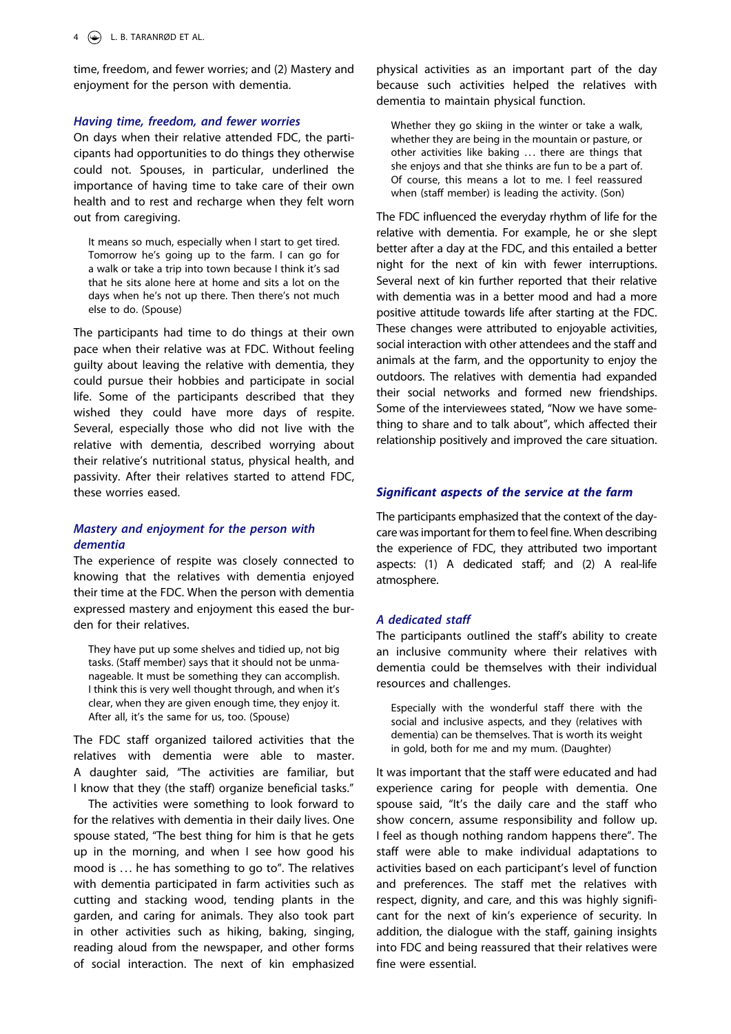time, freedom, and fewer worries; and (2) Mastery and enjoyment for the person with dementia.

### *Having time, freedom, and fewer worries*

On days when their relative attended FDC, the participants had opportunities to do things they otherwise could not. Spouses, in particular, underlined the importance of having time to take care of their own health and to rest and recharge when they felt worn out from caregiving.

> It means so much, especially when I start to get tired. Tomorrow he's going up to the farm. I can go for a walk or take a trip into town because I think it's sad that he sits alone here at home and sits a lot on the days when he's not up there. Then there's not much else to do. (Spouse)

The participants had time to do things at their own pace when their relative was at FDC. Without feeling guilty about leaving the relative with dementia, they could pursue their hobbies and participate in social life. Some of the participants described that they wished they could have more days of respite. Several, especially those who did not live with the relative with dementia, described worrying about their relative's nutritional status, physical health, and passivity. After their relatives started to attend FDC, these worries eased.

### *Mastery and enjoyment for the person with dementia*

The experience of respite was closely connected to knowing that the relatives with dementia enjoyed their time at the FDC. When the person with dementia expressed mastery and enjoyment this eased the burden for their relatives.

> They have put up some shelves and tidied up, not big tasks. (Staff member) says that it should not be unmanageable. It must be something they can accomplish. I think this is very well thought through, and when it's clear, when they are given enough time, they enjoy it. After all, it's the same for us, too. (Spouse)

The FDC staff organized tailored activities that the relatives with dementia were able to master. A daughter said, "The activities are familiar, but I know that they (the staff) organize beneficial tasks."

The activities were something to look forward to for the relatives with dementia in their daily lives. One spouse stated, "The best thing for him is that he gets up in the morning, and when I see how good his mood is … he has something to go to". The relatives with dementia participated in farm activities such as cutting and stacking wood, tending plants in the garden, and caring for animals. They also took part in other activities such as hiking, baking, singing, reading aloud from the newspaper, and other forms of social interaction. The next of kin emphasized physical activities as an important part of the day because such activities helped the relatives with dementia to maintain physical function.

> Whether they go skiing in the winter or take a walk, whether they are being in the mountain or pasture, or other activities like baking … there are things that she enjoys and that she thinks are fun to be a part of. Of course, this means a lot to me. I feel reassured when (staff member) is leading the activity. (Son)

The FDC influenced the everyday rhythm of life for the relative with dementia. For example, he or she slept better after a day at the FDC, and this entailed a better night for the next of kin with fewer interruptions. Several next of kin further reported that their relative with dementia was in a better mood and had a more positive attitude towards life after starting at the FDC. These changes were attributed to enjoyable activities, social interaction with other attendees and the staff and animals at the farm, and the opportunity to enjoy the outdoors. The relatives with dementia had expanded their social networks and formed new friendships. Some of the interviewees stated, "Now we have something to share and to talk about", which affected their relationship positively and improved the care situation.

## *Significant aspects of the service at the farm*

The participants emphasized that the context of the day-care was important for them to feel fine. When describing the experience of FDC, they attributed two important aspects: (1) A dedicated staff; and (2) A real-life atmosphere.

### *A dedicated staff*

The participants outlined the staff's ability to create an inclusive community where their relatives with dementia could be themselves with their individual resources and challenges.

> Especially with the wonderful staff there with the social and inclusive aspects, and they (relatives with dementia) can be themselves. That is worth its weight in gold, both for me and my mum. (Daughter)

It was important that the staff were educated and had experience caring for people with dementia. One spouse said, "It's the daily care and the staff who show concern, assume responsibility and follow up. I feel as though nothing random happens there". The staff were able to make individual adaptations to activities based on each participant's level of function and preferences. The staff met the relatives with respect, dignity, and care, and this was highly significant for the next of kin's experience of security. In addition, the dialogue with the staff, gaining insights into FDC and being reassured that their relatives were fine were essential.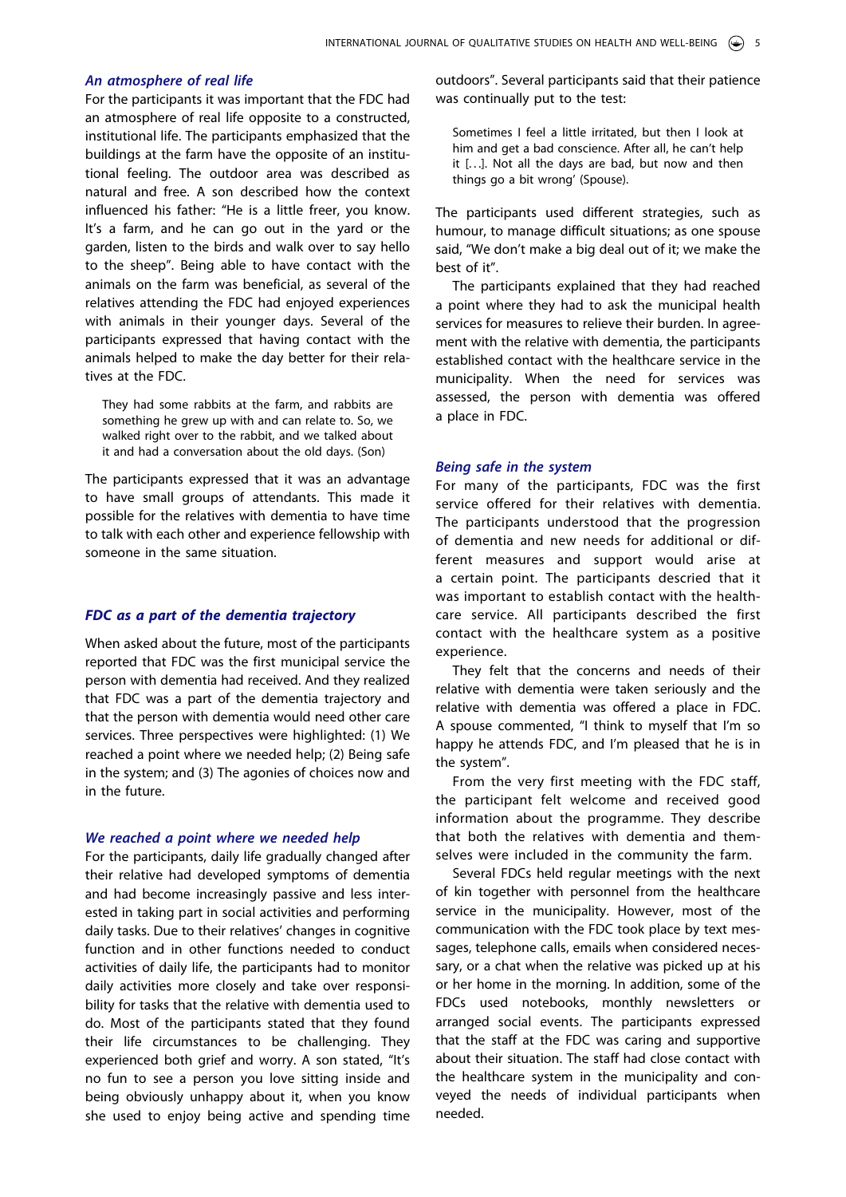### An atmosphere of real life

For the participants it was important that the FDC had an atmosphere of real life opposite to a constructed, institutional life. The participants emphasized that the buildings at the farm have the opposite of an institutional feeling. The outdoor area was described as natural and free. A son described how the context influenced his father: "He is a little freer, you know. It's a farm, and he can go out in the yard or the garden, listen to the birds and walk over to say hello to the sheep". Being able to have contact with the animals on the farm was beneficial, as several of the relatives attending the FDC had enjoyed experiences with animals in their younger days. Several of the participants expressed that having contact with the animals helped to make the day better for their relatives at the FDC.

> They had some rabbits at the farm, and rabbits are something he grew up with and can relate to. So, we walked right over to the rabbit, and we talked about it and had a conversation about the old days. (Son)

The participants expressed that it was an advantage to have small groups of attendants. This made it possible for the relatives with dementia to have time to talk with each other and experience fellowship with someone in the same situation.

## FDC as a part of the dementia trajectory

When asked about the future, most of the participants reported that FDC was the first municipal service the person with dementia had received. And they realized that FDC was a part of the dementia trajectory and that the person with dementia would need other care services. Three perspectives were highlighted: (1) We reached a point where we needed help; (2) Being safe in the system; and (3) The agonies of choices now and in the future.

### We reached a point where we needed help

For the participants, daily life gradually changed after their relative had developed symptoms of dementia and had become increasingly passive and less interested in taking part in social activities and performing daily tasks. Due to their relatives' changes in cognitive function and in other functions needed to conduct activities of daily life, the participants had to monitor daily activities more closely and take over responsibility for tasks that the relative with dementia used to do. Most of the participants stated that they found their life circumstances to be challenging. They experienced both grief and worry. A son stated, "It's no fun to see a person you love sitting inside and being obviously unhappy about it, when you know she used to enjoy being active and spending time outdoors". Several participants said that their patience was continually put to the test:

> Sometimes I feel a little irritated, but then I look at him and get a bad conscience. After all, he can't help it [...]. Not all the days are bad, but now and then things go a bit wrong' (Spouse).

The participants used different strategies, such as humour, to manage difficult situations; as one spouse said, "We don't make a big deal out of it; we make the best of it".

The participants explained that they had reached a point where they had to ask the municipal health services for measures to relieve their burden. In agreement with the relative with dementia, the participants established contact with the healthcare service in the municipality. When the need for services was assessed, the person with dementia was offered a place in FDC.

### Being safe in the system

For many of the participants, FDC was the first service offered for their relatives with dementia. The participants understood that the progression of dementia and new needs for additional or different measures and support would arise at a certain point. The participants descried that it was important to establish contact with the healthcare service. All participants described the first contact with the healthcare system as a positive experience.

They felt that the concerns and needs of their relative with dementia were taken seriously and the relative with dementia was offered a place in FDC. A spouse commented, "I think to myself that I'm so happy he attends FDC, and I'm pleased that he is in the system".

From the very first meeting with the FDC staff, the participant felt welcome and received good information about the programme. They describe that both the relatives with dementia and themselves were included in the community the farm.

Several FDCs held regular meetings with the next of kin together with personnel from the healthcare service in the municipality. However, most of the communication with the FDC took place by text messages, telephone calls, emails when considered necessary, or a chat when the relative was picked up at his or her home in the morning. In addition, some of the FDCs used notebooks, monthly newsletters or arranged social events. The participants expressed that the staff at the FDC was caring and supportive about their situation. The staff had close contact with the healthcare system in the municipality and conveyed the needs of individual participants when needed.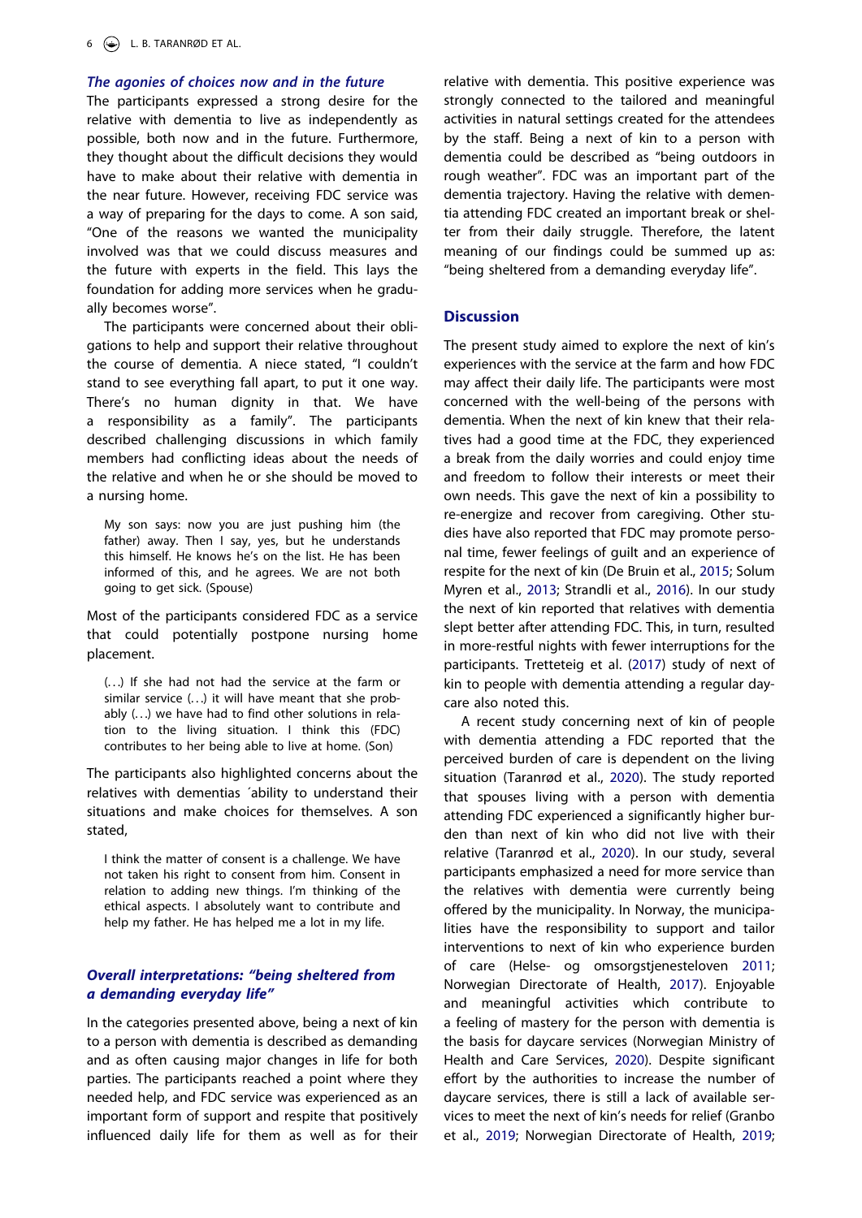### *The agonies of choices now and in the future*

The participants expressed a strong desire for the relative with dementia to live as independently as possible, both now and in the future. Furthermore, they thought about the difficult decisions they would have to make about their relative with dementia in the near future. However, receiving FDC service was a way of preparing for the days to come. A son said, "One of the reasons we wanted the municipality involved was that we could discuss measures and the future with experts in the field. This lays the foundation for adding more services when he gradually becomes worse".

The participants were concerned about their obligations to help and support their relative throughout the course of dementia. A niece stated, "I couldn't stand to see everything fall apart, to put it one way. There's no human dignity in that. We have a responsibility as a family". The participants described challenging discussions in which family members had conflicting ideas about the needs of the relative and when he or she should be moved to a nursing home.

> My son says: now you are just pushing him (the father) away. Then I say, yes, but he understands this himself. He knows he's on the list. He has been informed of this, and he agrees. We are not both going to get sick. (Spouse)

Most of the participants considered FDC as a service that could potentially postpone nursing home placement.

> (...) If she had not had the service at the farm or similar service (...) it will have meant that she probably (...) we have had to find other solutions in relation to the living situation. I think this (FDC) contributes to her being able to live at home. (Son)

The participants also highlighted concerns about the relatives with dementias ´ability to understand their situations and make choices for themselves. A son stated,

> I think the matter of consent is a challenge. We have not taken his right to consent from him. Consent in relation to adding new things. I'm thinking of the ethical aspects. I absolutely want to contribute and help my father. He has helped me a lot in my life.

### *Overall interpretations: "being sheltered from a demanding everyday life"*

In the categories presented above, being a next of kin to a person with dementia is described as demanding and as often causing major changes in life for both parties. The participants reached a point where they needed help, and FDC service was experienced as an important form of support and respite that positively influenced daily life for them as well as for their relative with dementia. This positive experience was strongly connected to the tailored and meaningful activities in natural settings created for the attendees by the staff. Being a next of kin to a person with dementia could be described as "being outdoors in rough weather". FDC was an important part of the dementia trajectory. Having the relative with dementia attending FDC created an important break or shelter from their daily struggle. Therefore, the latent meaning of our findings could be summed up as: "being sheltered from a demanding everyday life".

## Discussion

The present study aimed to explore the next of kin's experiences with the service at the farm and how FDC may affect their daily life. The participants were most concerned with the well-being of the persons with dementia. When the next of kin knew that their relatives had a good time at the FDC, they experienced a break from the daily worries and could enjoy time and freedom to follow their interests or meet their own needs. This gave the next of kin a possibility to re-energize and recover from caregiving. Other studies have also reported that FDC may promote personal time, fewer feelings of guilt and an experience of respite for the next of kin (De Bruin et al., 2015; Solum Myren et al., 2013; Strandli et al., 2016). In our study the next of kin reported that relatives with dementia slept better after attending FDC. This, in turn, resulted in more-restful nights with fewer interruptions for the participants. Tretteteig et al. (2017) study of next of kin to people with dementia attending a regular daycare also noted this.

A recent study concerning next of kin of people with dementia attending a FDC reported that the perceived burden of care is dependent on the living situation (Taranrød et al., 2020). The study reported that spouses living with a person with dementia attending FDC experienced a significantly higher burden than next of kin who did not live with their relative (Taranrød et al., 2020). In our study, several participants emphasized a need for more service than the relatives with dementia were currently being offered by the municipality. In Norway, the municipalities have the responsibility to support and tailor interventions to next of kin who experience burden of care (Helse- og omsorgstjenesteloven 2011; Norwegian Directorate of Health, 2017). Enjoyable and meaningful activities which contribute to a feeling of mastery for the person with dementia is the basis for daycare services (Norwegian Ministry of Health and Care Services, 2020). Despite significant effort by the authorities to increase the number of daycare services, there is still a lack of available services to meet the next of kin's needs for relief (Granbo et al., 2019; Norwegian Directorate of Health, 2019;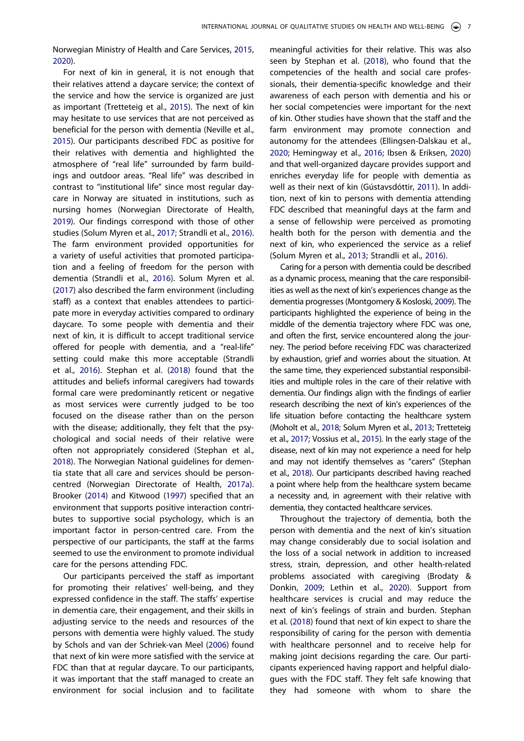Norwegian Ministry of Health and Care Services, 2015, 2020).

For next of kin in general, it is not enough that their relatives attend a daycare service; the context of the service and how the service is organized are just as important (Tretteteig et al., 2015). The next of kin may hesitate to use services that are not perceived as beneficial for the person with dementia (Neville et al., 2015). Our participants described FDC as positive for their relatives with dementia and highlighted the atmosphere of "real life" surrounded by farm buildings and outdoor areas. "Real life" was described in contrast to "institutional life" since most regular daycare in Norway are situated in institutions, such as nursing homes (Norwegian Directorate of Health, 2019). Our findings correspond with those of other studies (Solum Myren et al., 2017; Strandli et al., 2016). The farm environment provided opportunities for a variety of useful activities that promoted participation and a feeling of freedom for the person with dementia (Strandli et al., 2016). Solum Myren et al. (2017) also described the farm environment (including staff) as a context that enables attendees to participate more in everyday activities compared to ordinary daycare. To some people with dementia and their next of kin, it is difficult to accept traditional service offered for people with dementia, and a "real-life" setting could make this more acceptable (Strandli et al., 2016). Stephan et al. (2018) found that the attitudes and beliefs informal caregivers had towards formal care were predominantly reticent or negative as most services were currently judged to be too focused on the disease rather than on the person with the disease; additionally, they felt that the psychological and social needs of their relative were often not appropriately considered (Stephan et al., 2018). The Norwegian National guidelines for dementia state that all care and services should be person-centred (Norwegian Directorate of Health, 2017a). Brooker (2014) and Kitwood (1997) specified that an environment that supports positive interaction contributes to supportive social psychology, which is an important factor in person-centred care. From the perspective of our participants, the staff at the farms seemed to use the environment to promote individual care for the persons attending FDC.

Our participants perceived the staff as important for promoting their relatives' well-being, and they expressed confidence in the staff. The staffs' expertise in dementia care, their engagement, and their skills in adjusting service to the needs and resources of the persons with dementia were highly valued. The study by Schols and van der Schriek-van Meel (2006) found that next of kin were more satisfied with the service at FDC than that at regular daycare. To our participants, it was important that the staff managed to create an environment for social inclusion and to facilitate meaningful activities for their relative. This was also seen by Stephan et al. (2018), who found that the competencies of the health and social care professionals, their dementia-specific knowledge and their awareness of each person with dementia and his or her social competencies were important for the next of kin. Other studies have shown that the staff and the farm environment may promote connection and autonomy for the attendees (Ellingsen-Dalskau et al., 2020; Hemingway et al., 2016; Ibsen & Eriksen, 2020) and that well-organized daycare provides support and enriches everyday life for people with dementia as well as their next of kin (Gústavsdóttir, 2011). In addition, next of kin to persons with dementia attending FDC described that meaningful days at the farm and a sense of fellowship were perceived as promoting health both for the person with dementia and the next of kin, who experienced the service as a relief (Solum Myren et al., 2013; Strandli et al., 2016).

Caring for a person with dementia could be described as a dynamic process, meaning that the care responsibilities as well as the next of kin's experiences change as the dementia progresses (Montgomery & Kosloski, 2009). The participants highlighted the experience of being in the middle of the dementia trajectory where FDC was one, and often the first, service encountered along the journey. The period before receiving FDC was characterized by exhaustion, grief and worries about the situation. At the same time, they experienced substantial responsibilities and multiple roles in the care of their relative with dementia. Our findings align with the findings of earlier research describing the next of kin's experiences of the life situation before contacting the healthcare system (Moholt et al., 2018; Solum Myren et al., 2013; Tretteteig et al., 2017; Vossius et al., 2015). In the early stage of the disease, next of kin may not experience a need for help and may not identify themselves as "carers" (Stephan et al., 2018). Our participants described having reached a point where help from the healthcare system became a necessity and, in agreement with their relative with dementia, they contacted healthcare services.

Throughout the trajectory of dementia, both the person with dementia and the next of kin's situation may change considerably due to social isolation and the loss of a social network in addition to increased stress, strain, depression, and other health-related problems associated with caregiving (Brodaty & Donkin, 2009; Lethin et al., 2020). Support from healthcare services is crucial and may reduce the next of kin's feelings of strain and burden. Stephan et al. (2018) found that next of kin expect to share the responsibility of caring for the person with dementia with healthcare personnel and to receive help for making joint decisions regarding the care. Our participants experienced having rapport and helpful dialogues with the FDC staff. They felt safe knowing that they had someone with whom to share the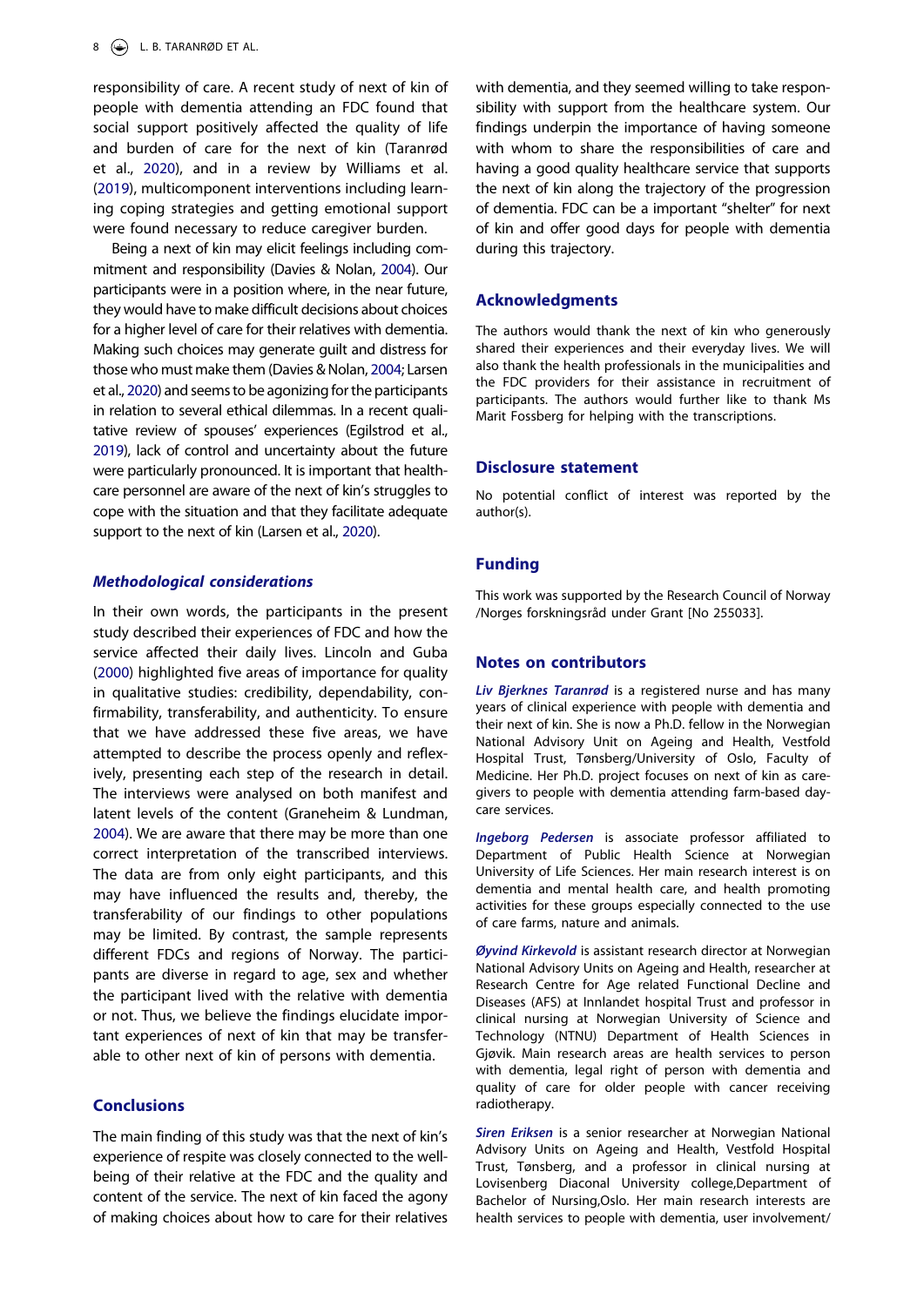responsibility of care. A recent study of next of kin of people with dementia attending an FDC found that social support positively affected the quality of life and burden of care for the next of kin (Taranrød et al., 2020), and in a review by Williams et al. (2019), multicomponent interventions including learning coping strategies and getting emotional support were found necessary to reduce caregiver burden.

Being a next of kin may elicit feelings including commitment and responsibility (Davies & Nolan, 2004). Our participants were in a position where, in the near future, they would have to make difficult decisions about choices for a higher level of care for their relatives with dementia. Making such choices may generate guilt and distress for those who must make them (Davies & Nolan, 2004; Larsen et al., 2020) and seems to be agonizing for the participants in relation to several ethical dilemmas. In a recent qualitative review of spouses' experiences (Egilstrod et al., 2019), lack of control and uncertainty about the future were particularly pronounced. It is important that healthcare personnel are aware of the next of kin's struggles to cope with the situation and that they facilitate adequate support to the next of kin (Larsen et al., 2020).

### *Methodological considerations*

In their own words, the participants in the present study described their experiences of FDC and how the service affected their daily lives. Lincoln and Guba (2000) highlighted five areas of importance for quality in qualitative studies: credibility, dependability, confirmability, transferability, and authenticity. To ensure that we have addressed these five areas, we have attempted to describe the process openly and reflexively, presenting each step of the research in detail. The interviews were analysed on both manifest and latent levels of the content (Graneheim & Lundman, 2004). We are aware that there may be more than one correct interpretation of the transcribed interviews. The data are from only eight participants, and this may have influenced the results and, thereby, the transferability of our findings to other populations may be limited. By contrast, the sample represents different FDCs and regions of Norway. The participants are diverse in regard to age, sex and whether the participant lived with the relative with dementia or not. Thus, we believe the findings elucidate important experiences of next of kin that may be transferable to other next of kin of persons with dementia.

## Conclusions

The main finding of this study was that the next of kin's experience of respite was closely connected to the well-being of their relative at the FDC and the quality and content of the service. The next of kin faced the agony of making choices about how to care for their relatives with dementia, and they seemed willing to take responsibility with support from the healthcare system. Our findings underpin the importance of having someone with whom to share the responsibilities of care and having a good quality healthcare service that supports the next of kin along the trajectory of the progression of dementia. FDC can be a important "shelter" for next of kin and offer good days for people with dementia during this trajectory.

## Acknowledgments

The authors would thank the next of kin who generously shared their experiences and their everyday lives. We will also thank the health professionals in the municipalities and the FDC providers for their assistance in recruitment of participants. The authors would further like to thank Ms Marit Fossberg for helping with the transcriptions.

## Disclosure statement

No potential conflict of interest was reported by the author(s).

## Funding

This work was supported by the Research Council of Norway /Norges forskningsråd under Grant [No 255033].

## Notes on contributors

***Liv Bjerknes Taranrød*** is a registered nurse and has many years of clinical experience with people with dementia and their next of kin. She is now a Ph.D. fellow in the Norwegian National Advisory Unit on Ageing and Health, Vestfold Hospital Trust, Tønsberg/University of Oslo, Faculty of Medicine. Her Ph.D. project focuses on next of kin as caregivers to people with dementia attending farm-based day-care services.

***Ingeborg Pedersen*** is associate professor affiliated to Department of Public Health Science at Norwegian University of Life Sciences. Her main research interest is on dementia and mental health care, and health promoting activities for these groups especially connected to the use of care farms, nature and animals.

***Øyvind Kirkevold*** is assistant research director at Norwegian National Advisory Units on Ageing and Health, researcher at Research Centre for Age related Functional Decline and Diseases (AFS) at Innlandet hospital Trust and professor in clinical nursing at Norwegian University of Science and Technology (NTNU) Department of Health Sciences in Gjøvik. Main research areas are health services to person with dementia, legal right of person with dementia and quality of care for older people with cancer receiving radiotherapy.

***Siren Eriksen*** is a senior researcher at Norwegian National Advisory Units on Ageing and Health, Vestfold Hospital Trust, Tønsberg, and a professor in clinical nursing at Lovisenberg Diaconal University college,Department of Bachelor of Nursing,Oslo. Her main research interests are health services to people with dementia, user involvement/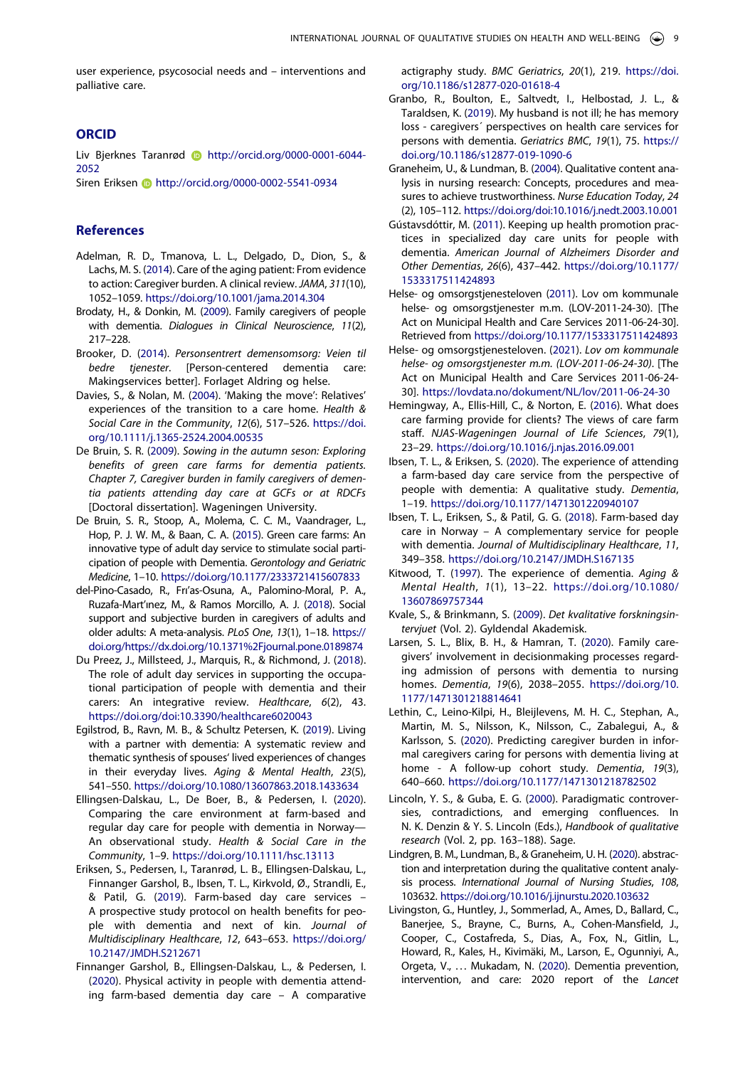user experience, psycosocial needs and – interventions and palliative care.

## ORCID

Liv Bjerknes Taranrød http://orcid.org/0000-0001-6044-2052
Siren Eriksen http://orcid.org/0000-0002-5541-0934

## References

Adelman, R. D., Tmanova, L. L., Delgado, D., Dion, S., & Lachs, M. S. (2014). Care of the aging patient: From evidence to action: Caregiver burden. A clinical review. *JAMA*, *311*(10), 1052–1059. https://doi.org/10.1001/jama.2014.304

Brodaty, H., & Donkin, M. (2009). Family caregivers of people with dementia. *Dialogues in Clinical Neuroscience*, *11*(2), 217–228.

Brooker, D. (2014). *Personsentrert demensomsorg: Veien til bedre tjenester*. [Person-centered dementia care: Makingservices better]. Forlaget Aldring og helse.

Davies, S., & Nolan, M. (2004). 'Making the move': Relatives' experiences of the transition to a care home. *Health & Social Care in the Community*, *12*(6), 517–526. https://doi.org/10.1111/j.1365-2524.2004.00535

De Bruin, S. R. (2009). *Sowing in the autumn seson: Exploring benefits of green care farms for dementia patients. Chapter 7, Caregiver burden in family caregivers of dementia patients attending day care at GCFs or at RDCFs* [Doctoral dissertation]. Wageningen University.

De Bruin, S. R., Stoop, A., Molema, C. C. M., Vaandrager, L., Hop, P. J. W. M., & Baan, C. A. (2015). Green care farms: An innovative type of adult day service to stimulate social participation of people with Dementia. *Gerontology and Geriatric Medicine*, 1–10. https://doi.org/10.1177/2333721415607833

del-Pino-Casado, R., Frı'as-Osuna, A., Palomino-Moral, P. A., Ruzafa-Mart'ınez, M., & Ramos Morcillo, A. J. (2018). Social support and subjective burden in caregivers of adults and older adults: A meta-analysis. *PLoS One*, *13*(1), 1–18. https://doi.org/https://dx.doi.org/10.1371%2Fjournal.pone.0189874

Du Preez, J., Millsteed, J., Marquis, R., & Richmond, J. (2018). The role of adult day services in supporting the occupational participation of people with dementia and their carers: An integrative review. *Healthcare*, *6*(2), 43. https://doi.org/doi:10.3390/healthcare6020043

Egilstrod, B., Ravn, M. B., & Schultz Petersen, K. (2019). Living with a partner with dementia: A systematic review and thematic synthesis of spouses' lived experiences of changes in their everyday lives. *Aging & Mental Health*, *23*(5), 541–550. https://doi.org/10.1080/13607863.2018.1433634

Ellingsen-Dalskau, L., De Boer, B., & Pedersen, I. (2020). Comparing the care environment at farm-based and regular day care for people with dementia in Norway—An observational study. *Health & Social Care in the Community*, 1–9. https://doi.org/10.1111/hsc.13113

Eriksen, S., Pedersen, I., Taranrød, L. B., Ellingsen-Dalskau, L., Finnanger Garshol, B., Ibsen, T. L., Kirkvold, Ø., Strandli, E., & Patil, G. (2019). Farm-based day care services – A prospective study protocol on health benefits for people with dementia and next of kin. *Journal of Multidisciplinary Healthcare*, *12*, 643–653. https://doi.org/10.2147/JMDH.S212671

Finnanger Garshol, B., Ellingsen-Dalskau, L., & Pedersen, I. (2020). Physical activity in people with dementia attending farm-based dementia day care – A comparative actigraphy study. *BMC Geriatrics*, *20*(1), 219. https://doi.org/10.1186/s12877-020-01618-4

Granbo, R., Boulton, E., Saltvedt, I., Helbostad, J. L., & Taraldsen, K. (2019). My husband is not ill; he has memory loss - caregivers´ perspectives on health care services for persons with dementia. *Geriatrics BMC*, *19*(1), 75. https://doi.org/10.1186/s12877-019-1090-6

Graneheim, U., & Lundman, B. (2004). Qualitative content analysis in nursing research: Concepts, procedures and measures to achieve trustworthiness. *Nurse Education Today*, *24*(2), 105–112. https://doi.org/doi:10.1016/j.nedt.2003.10.001

Gústavsdóttir, M. (2011). Keeping up health promotion practices in specialized day care units for people with dementia. *American Journal of Alzheimers Disorder and Other Dementias*, *26*(6), 437–442. https://doi.org/10.1177/1533317511424893

Helse- og omsorgstjenesteloven (2011). Lov om kommunale helse- og omsorgstjenester m.m. (LOV-2011-24-30). [The Act on Municipal Health and Care Services 2011-06-24-30]. Retrieved from https://doi.org/10.1177/1533317511424893

Helse- og omsorgstjenesteloven. (2021). *Lov om kommunale helse- og omsorgstjenester m.m. (LOV-2011-06-24-30)*. [The Act on Municipal Health and Care Services 2011-06-24-30]. https://lovdata.no/dokument/NL/lov/2011-06-24-30

Hemingway, A., Ellis-Hill, C., & Norton, E. (2016). What does care farming provide for clients? The views of care farm staff. *NJAS-Wageningen Journal of Life Sciences*, *79*(1), 23–29. https://doi.org/10.1016/j.njas.2016.09.001

Ibsen, T. L., & Eriksen, S. (2020). The experience of attending a farm-based day care service from the perspective of people with dementia: A qualitative study. *Dementia*, 1–19. https://doi.org/10.1177/1471301220940107

Ibsen, T. L., Eriksen, S., & Patil, G. G. (2018). Farm-based day care in Norway – A complementary service for people with dementia. *Journal of Multidisciplinary Healthcare*, *11*, 349–358. https://doi.org/10.2147/JMDH.S167135

Kitwood, T. (1997). The experience of dementia. *Aging & Mental Health*, *1*(1), 13–22. https://doi.org/10.1080/13607869757344

Kvale, S., & Brinkmann, S. (2009). *Det kvalitative forskningsintervjuet* (Vol. 2). Gyldendal Akademisk.

Larsen, S. L., Blix, B. H., & Hamran, T. (2020). Family caregivers' involvement in decisionmaking processes regarding admission of persons with dementia to nursing homes. *Dementia*, *19*(6), 2038–2055. https://doi.org/10.1177/1471301218814641

Lethin, C., Leino-Kilpi, H., Bleijlevens, M. H. C., Stephan, A., Martin, M. S., Nilsson, K., Nilsson, C., Zabalegui, A., & Karlsson, S. (2020). Predicting caregiver burden in informal caregivers caring for persons with dementia living at home - A follow-up cohort study. *Dementia*, *19*(3), 640–660. https://doi.org/10.1177/1471301218782502

Lincoln, Y. S., & Guba, E. G. (2000). Paradigmatic controversies, contradictions, and emerging confluences. In N. K. Denzin & Y. S. Lincoln (Eds.), *Handbook of qualitative research* (Vol. 2, pp. 163–188). Sage.

Lindgren, B. M., Lundman, B., & Graneheim, U. H. (2020). abstraction and interpretation during the qualitative content analysis process. *International Journal of Nursing Studies*, *108*, 103632. https://doi.org/10.1016/j.ijnurstu.2020.103632

Livingston, G., Huntley, J., Sommerlad, A., Ames, D., Ballard, C., Banerjee, S., Brayne, C., Burns, A., Cohen-Mansfield, J., Cooper, C., Costafreda, S., Dias, A., Fox, N., Gitlin, L., Howard, R., Kales, H., Kivimäki, M., Larson, E., Ogunniyi, A., Orgeta, V., … Mukadam, N. (2020). Dementia prevention, intervention, and care: 2020 report of the *Lancet*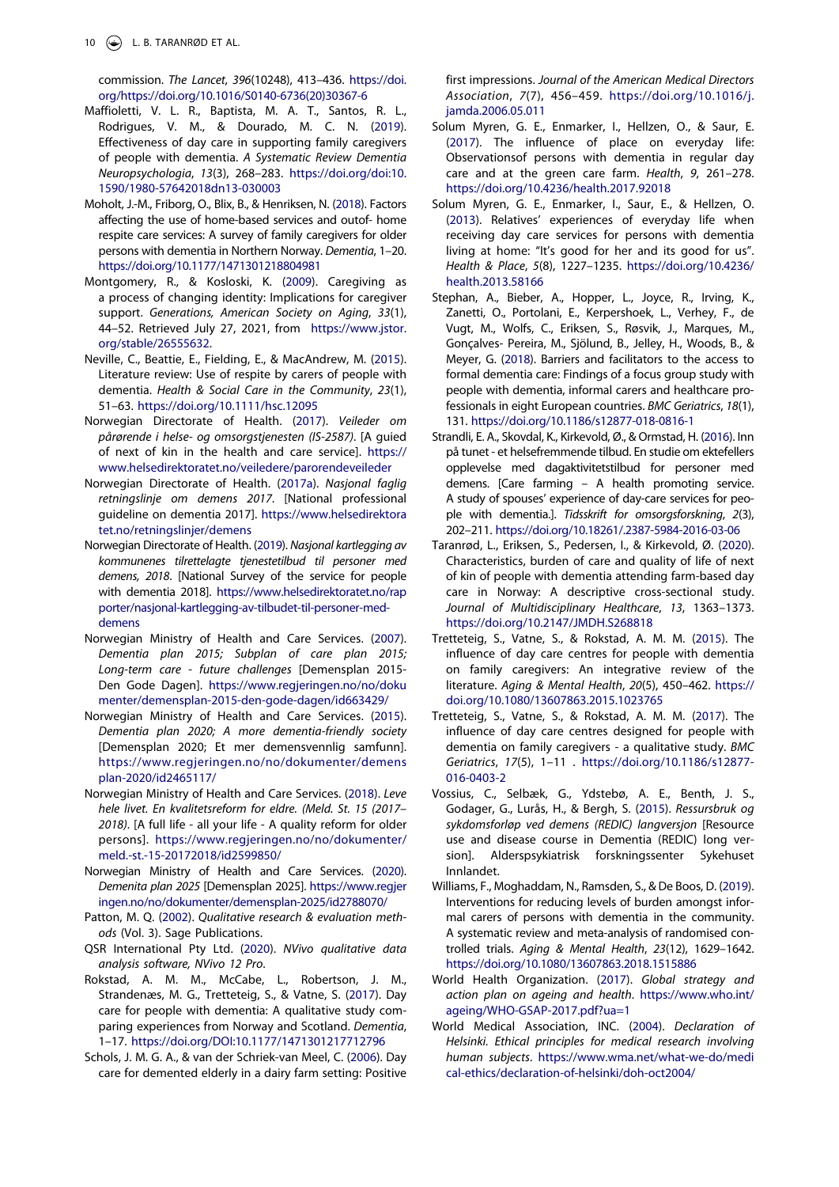commission. *The Lancet*, *396*(10248), 413–436. https://doi.org/https://doi.org/10.1016/S0140-6736(20)30367-6

Maffioletti, V. L. R., Baptista, M. A. T., Santos, R. L., Rodrigues, V. M., & Dourado, M. C. N. (2019). Effectiveness of day care in supporting family caregivers of people with dementia. *A Systematic Review Dementia Neuropsychologia*, *13*(3), 268–283. https://doi.org/doi:10.1590/1980-57642018dn13-030003

Moholt, J.-M., Friborg, O., Blix, B., & Henriksen, N. (2018). Factors affecting the use of home-based services and outof- home respite care services: A survey of family caregivers for older persons with dementia in Northern Norway. *Dementia*, 1–20. https://doi.org/10.1177/1471301218804981

Montgomery, R., & Kosloski, K. (2009). Caregiving as a process of changing identity: Implications for caregiver support. *Generations, American Society on Aging*, *33*(1), 44–52. Retrieved July 27, 2021, from https://www.jstor.org/stable/26555632.

Neville, C., Beattie, E., Fielding, E., & MacAndrew, M. (2015). Literature review: Use of respite by carers of people with dementia. *Health & Social Care in the Community*, *23*(1), 51–63. https://doi.org/10.1111/hsc.12095

Norwegian Directorate of Health. (2017). *Veileder om pårørende i helse- og omsorgstjenesten (IS-2587)*. [A guied of next of kin in the health and care service]. https://www.helsedirektoratet.no/veiledere/parorendeveileder

Norwegian Directorate of Health. (2017a). *Nasjonal faglig retningslinje om demens 2017*. [National professional guideline on dementia 2017]. https://www.helsedirektoratet.no/retningslinjer/demens

Norwegian Directorate of Health. (2019). *Nasjonal kartlegging av kommunenes tilrettelagte tjenestetilbud til personer med demens, 2018*. [National Survey of the service for people with dementia 2018]. https://www.helsedirektoratet.no/rapporter/nasjonal-kartlegging-av-tilbudet-til-personer-med-demens

Norwegian Ministry of Health and Care Services. (2007). *Dementia plan 2015; Subplan of care plan 2015; Long-term care - future challenges* [Demensplan 2015-Den Gode Dagen]. https://www.regjeringen.no/no/dokumenter/demensplan-2015-den-gode-dagen/id663429/

Norwegian Ministry of Health and Care Services. (2015). *Dementia plan 2020; A more dementia-friendly society* [Demensplan 2020; Et mer demensvennlig samfunn]. https://www.regjeringen.no/no/dokumenter/demensplan-2020/id2465117/

Norwegian Ministry of Health and Care Services. (2018). *Leve hele livet. En kvalitetsreform for eldre. (Meld. St. 15 (2017–2018)*. [A full life - all your life - A quality reform for older persons]. https://www.regjeringen.no/no/dokumenter/meld.-st.-15-20172018/id2599850/

Norwegian Ministry of Health and Care Services. (2020). *Demenita plan 2025* [Demensplan 2025]. https://www.regjeringen.no/no/dokumenter/demensplan-2025/id2788070/

Patton, M. Q. (2002). *Qualitative research & evaluation methods* (Vol. 3). Sage Publications.

QSR International Pty Ltd. (2020). *NVivo qualitative data analysis software, NVivo 12 Pro*.

Rokstad, A. M. M., McCabe, L., Robertson, J. M., Strandenæs, M. G., Tretteteig, S., & Vatne, S. (2017). Day care for people with dementia: A qualitative study comparing experiences from Norway and Scotland. *Dementia*, 1–17. https://doi.org/DOI:10.1177/1471301217712796

Schols, J. M. G. A., & van der Schriek-van Meel, C. (2006). Day care for demented elderly in a dairy farm setting: Positive first impressions. *Journal of the American Medical Directors Association*, *7*(7), 456–459. https://doi.org/10.1016/j.jamda.2006.05.011

Solum Myren, G. E., Enmarker, I., Hellzen, O., & Saur, E. (2017). The influence of place on everyday life: Observationsof persons with dementia in regular day care and at the green care farm. *Health*, *9*, 261–278. https://doi.org/10.4236/health.2017.92018

Solum Myren, G. E., Enmarker, I., Saur, E., & Hellzen, O. (2013). Relatives' experiences of everyday life when receiving day care services for persons with dementia living at home: "It's good for her and its good for us". *Health & Place*, *5*(8), 1227–1235. https://doi.org/10.4236/health.2013.58166

Stephan, A., Bieber, A., Hopper, L., Joyce, R., Irving, K., Zanetti, O., Portolani, E., Kerpershoek, L., Verhey, F., de Vugt, M., Wolfs, C., Eriksen, S., Røsvik, J., Marques, M., Gonçalves- Pereira, M., Sjölund, B., Jelley, H., Woods, B., & Meyer, G. (2018). Barriers and facilitators to the access to formal dementia care: Findings of a focus group study with people with dementia, informal carers and healthcare professionals in eight European countries. *BMC Geriatrics*, *18*(1), 131. https://doi.org/10.1186/s12877-018-0816-1

Strandli, E. A., Skovdal, K., Kirkevold, Ø., & Ormstad, H. (2016). Inn på tunet - et helsefremmende tilbud. En studie om ektefellers opplevelse med dagaktivitetstilbud for personer med demens. [Care farming – A health promoting service. A study of spouses' experience of day-care services for people with dementia.]. *Tidsskrift for omsorgsforskning*, *2*(3), 202–211. https://doi.org/10.18261/.2387-5984-2016-03-06

Taranrød, L., Eriksen, S., Pedersen, I., & Kirkevold, Ø. (2020). Characteristics, burden of care and quality of life of next of kin of people with dementia attending farm-based day care in Norway: A descriptive cross-sectional study. *Journal of Multidisciplinary Healthcare*, *13*, 1363–1373. https://doi.org/10.2147/JMDH.S268818

Tretteteig, S., Vatne, S., & Rokstad, A. M. M. (2015). The influence of day care centres for people with dementia on family caregivers: An integrative review of the literature. *Aging & Mental Health*, *20*(5), 450–462. https://doi.org/10.1080/13607863.2015.1023765

Tretteteig, S., Vatne, S., & Rokstad, A. M. M. (2017). The influence of day care centres designed for people with dementia on family caregivers - a qualitative study. *BMC Geriatrics*, *17*(5), 1–11 . https://doi.org/10.1186/s12877-016-0403-2

Vossius, C., Selbæk, G., Ydstebø, A. E., Benth, J. S., Godager, G., Lurås, H., & Bergh, S. (2015). *Ressursbruk og sykdomsforløp ved demens (REDIC) langversjon* [Resource use and disease course in Dementia (REDIC) long version]. Alderspsykiatrisk forskningssenter Sykehuset Innlandet.

Williams, F., Moghaddam, N., Ramsden, S., & De Boos, D. (2019). Interventions for reducing levels of burden amongst informal carers of persons with dementia in the community. A systematic review and meta-analysis of randomised controlled trials. *Aging & Mental Health*, *23*(12), 1629–1642. https://doi.org/10.1080/13607863.2018.1515886

World Health Organization. (2017). *Global strategy and action plan on ageing and health*. https://www.who.int/ageing/WHO-GSAP-2017.pdf?ua=1

World Medical Association, INC. (2004). *Declaration of Helsinki. Ethical principles for medical research involving human subjects*. https://www.wma.net/what-we-do/medical-ethics/declaration-of-helsinki/doh-oct2004/